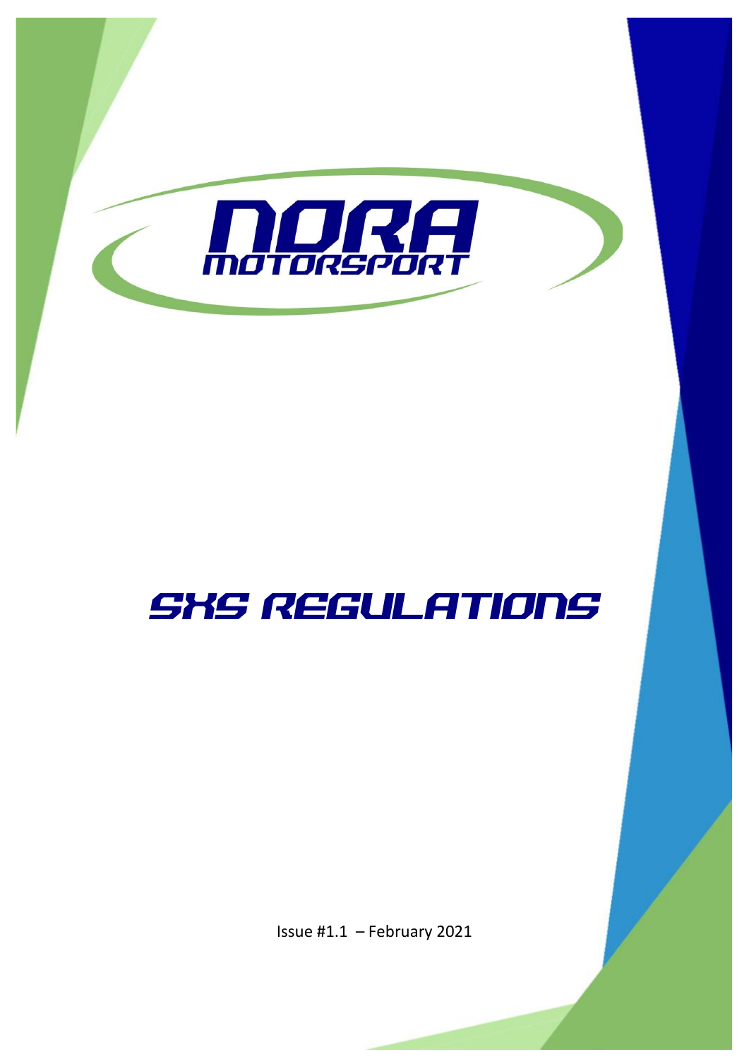# NORA MOTORSPORT

# SXS REGULATIONS

Issue #1.1 – February 2021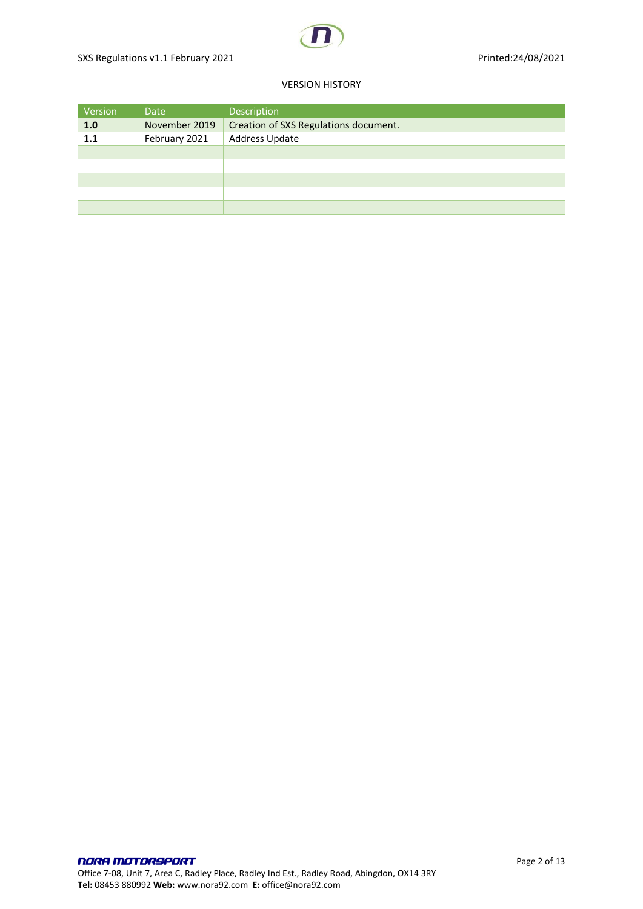VERSION HISTORY

| Version | Date | Description |
| --- | --- | --- |
| **1.0** | November 2019 | Creation of SXS Regulations document. |
| **1.1** | February 2021 | Address Update |
| | | |
| | | |
| | | |
| | | |
| | | |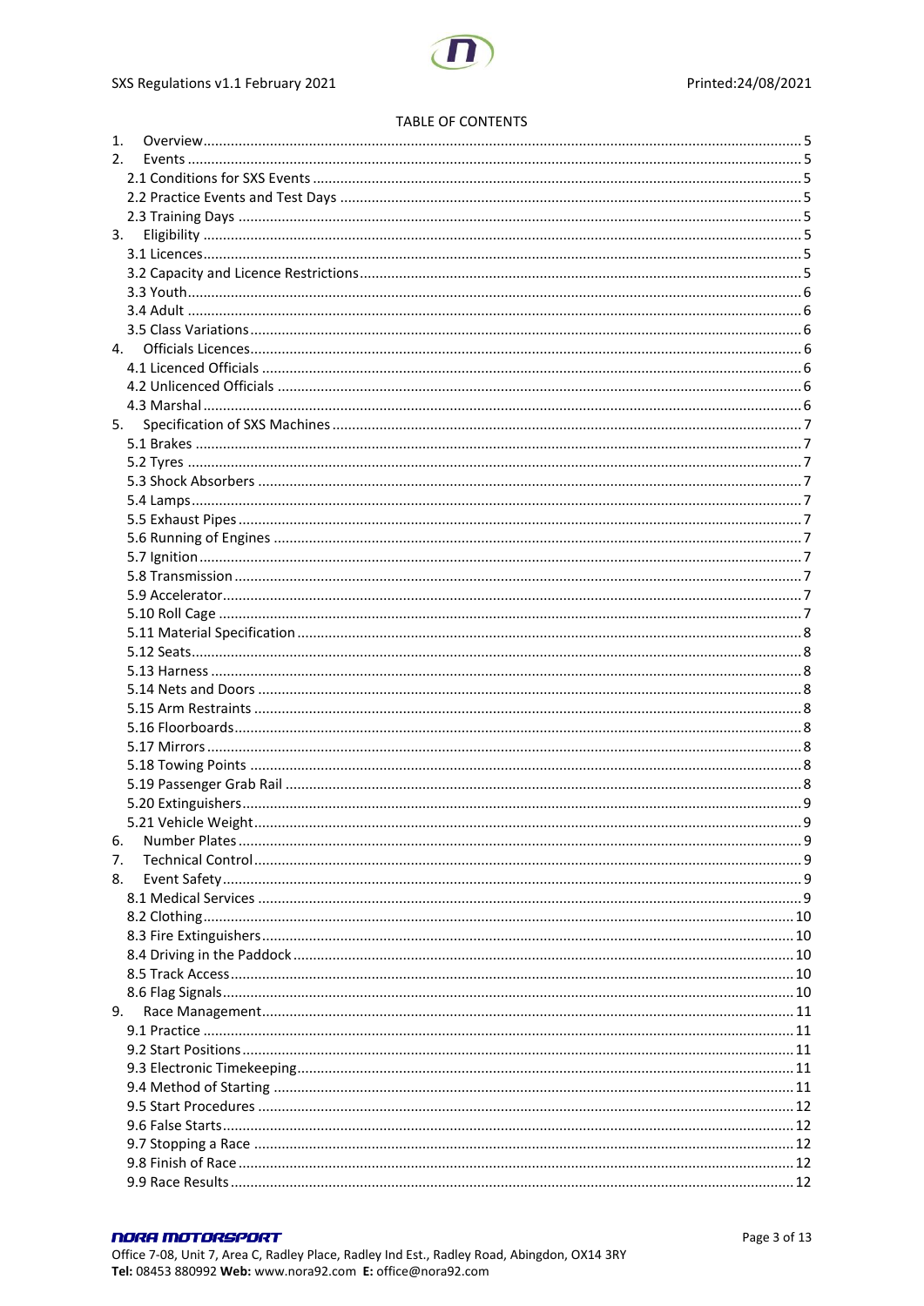TABLE OF CONTENTS

1. Overview ... 5
2. Events ... 5
   - 2.1 Conditions for SXS Events ... 5
   - 2.2 Practice Events and Test Days ... 5
   - 2.3 Training Days ... 5
3. Eligibility ... 5
   - 3.1 Licences ... 5
   - 3.2 Capacity and Licence Restrictions ... 5
   - 3.3 Youth ... 6
   - 3.4 Adult ... 6
   - 3.5 Class Variations ... 6
4. Officials Licences ... 6
   - 4.1 Licenced Officials ... 6
   - 4.2 Unlicenced Officials ... 6
   - 4.3 Marshal ... 6
5. Specification of SXS Machines ... 7
   - 5.1 Brakes ... 7
   - 5.2 Tyres ... 7
   - 5.3 Shock Absorbers ... 7
   - 5.4 Lamps ... 7
   - 5.5 Exhaust Pipes ... 7
   - 5.6 Running of Engines ... 7
   - 5.7 Ignition ... 7
   - 5.8 Transmission ... 7
   - 5.9 Accelerator ... 7
   - 5.10 Roll Cage ... 7
   - 5.11 Material Specification ... 8
   - 5.12 Seats ... 8
   - 5.13 Harness ... 8
   - 5.14 Nets and Doors ... 8
   - 5.15 Arm Restraints ... 8
   - 5.16 Floorboards ... 8
   - 5.17 Mirrors ... 8
   - 5.18 Towing Points ... 8
   - 5.19 Passenger Grab Rail ... 8
   - 5.20 Extinguishers ... 9
   - 5.21 Vehicle Weight ... 9
6. Number Plates ... 9
7. Technical Control ... 9
8. Event Safety ... 9
   - 8.1 Medical Services ... 9
   - 8.2 Clothing ... 10
   - 8.3 Fire Extinguishers ... 10
   - 8.4 Driving in the Paddock ... 10
   - 8.5 Track Access ... 10
   - 8.6 Flag Signals ... 10
9. Race Management ... 11
   - 9.1 Practice ... 11
   - 9.2 Start Positions ... 11
   - 9.3 Electronic Timekeeping ... 11
   - 9.4 Method of Starting ... 11
   - 9.5 Start Procedures ... 12
   - 9.6 False Starts ... 12
   - 9.7 Stopping a Race ... 12
   - 9.8 Finish of Race ... 12
   - 9.9 Race Results ... 12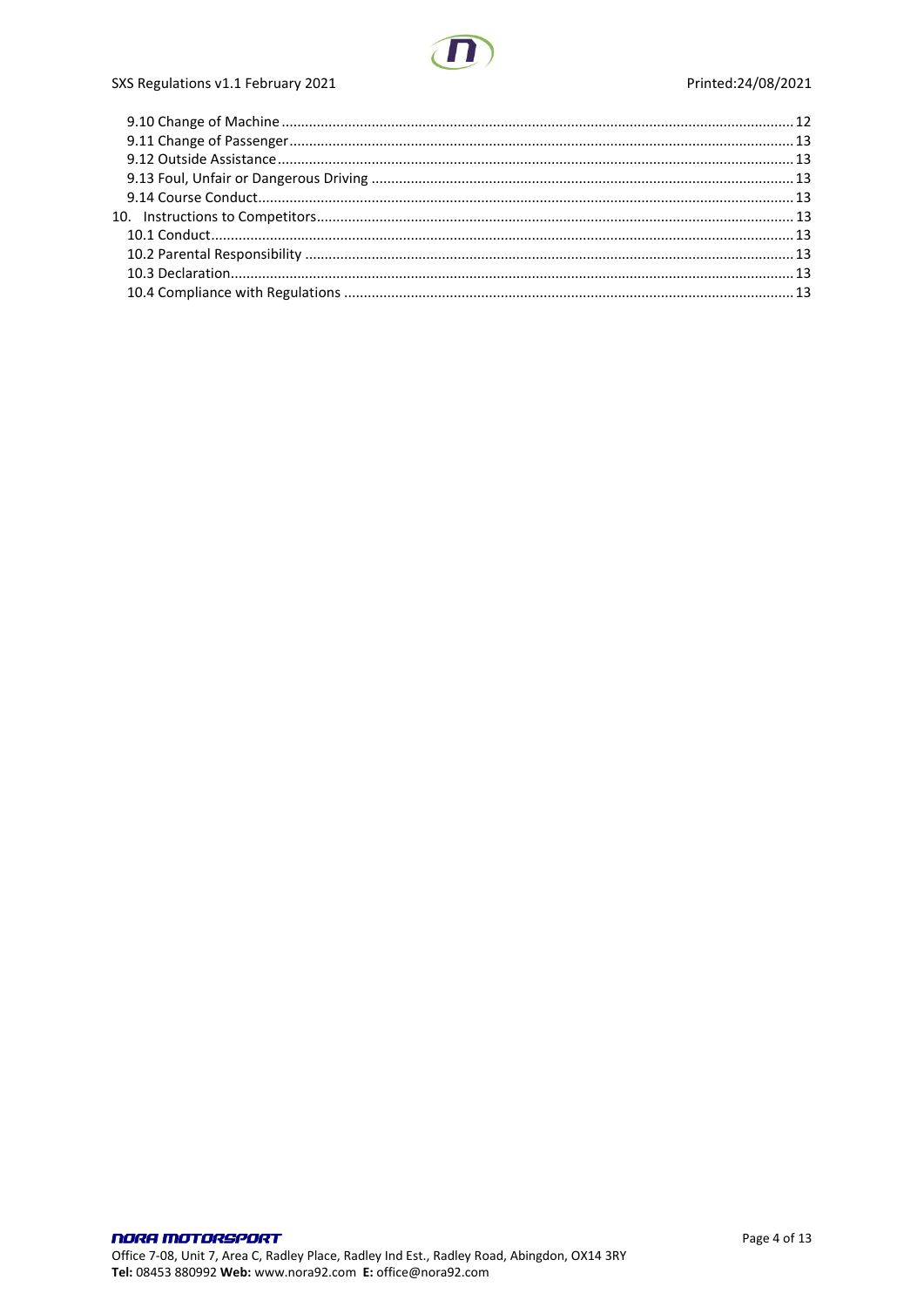- 9.10 Change of Machine ..... 12
- 9.11 Change of Passenger ..... 13
- 9.12 Outside Assistance ..... 13
- 9.13 Foul, Unfair or Dangerous Driving ..... 13
- 9.14 Course Conduct ..... 13

10. Instructions to Competitors ..... 13
- 10.1 Conduct ..... 13
- 10.2 Parental Responsibility ..... 13
- 10.3 Declaration ..... 13
- 10.4 Compliance with Regulations ..... 13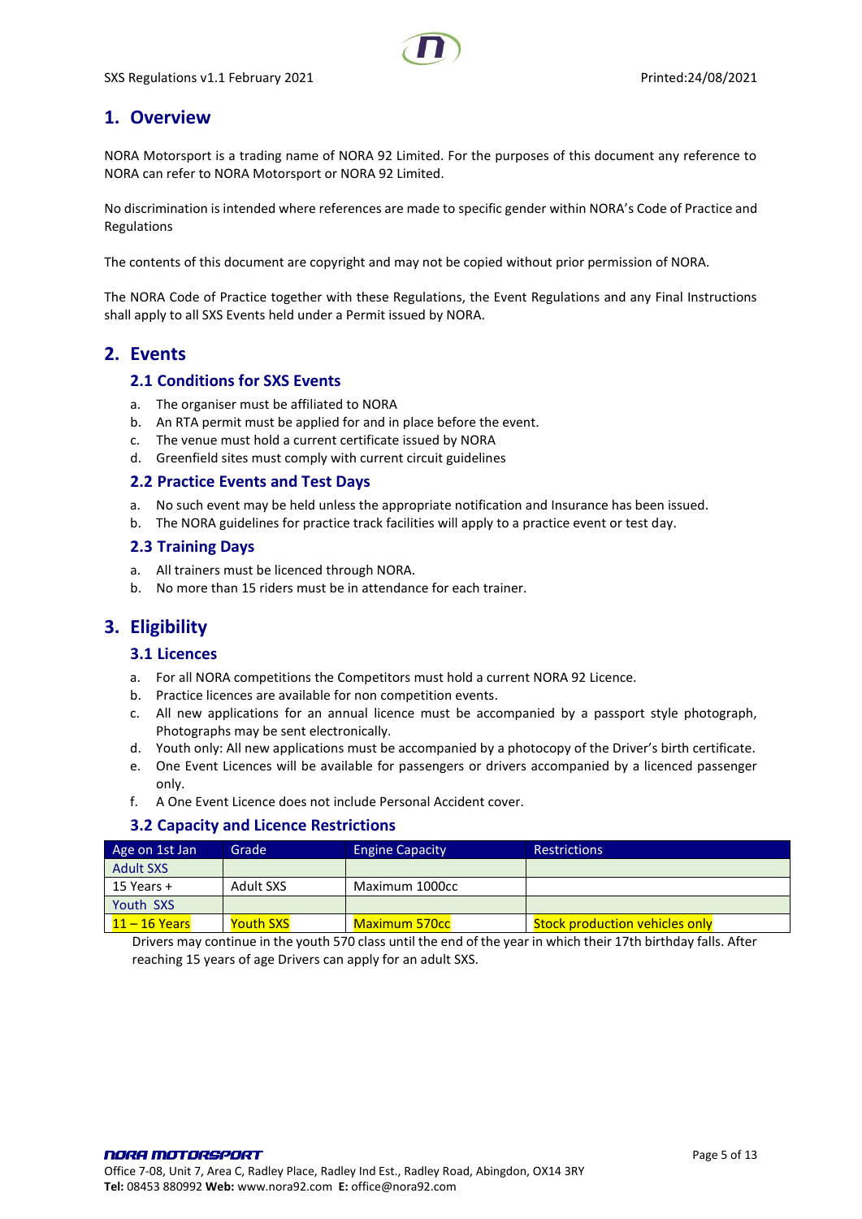## 1. Overview

NORA Motorsport is a trading name of NORA 92 Limited. For the purposes of this document any reference to NORA can refer to NORA Motorsport or NORA 92 Limited.

No discrimination is intended where references are made to specific gender within NORA's Code of Practice and Regulations

The contents of this document are copyright and may not be copied without prior permission of NORA.

The NORA Code of Practice together with these Regulations, the Event Regulations and any Final Instructions shall apply to all SXS Events held under a Permit issued by NORA.

## 2. Events

### 2.1 Conditions for SXS Events

a. The organiser must be affiliated to NORA
b. An RTA permit must be applied for and in place before the event.
c. The venue must hold a current certificate issued by NORA
d. Greenfield sites must comply with current circuit guidelines

### 2.2 Practice Events and Test Days

a. No such event may be held unless the appropriate notification and Insurance has been issued.
b. The NORA guidelines for practice track facilities will apply to a practice event or test day.

### 2.3 Training Days

a. All trainers must be licenced through NORA.
b. No more than 15 riders must be in attendance for each trainer.

## 3. Eligibility

### 3.1 Licences

a. For all NORA competitions the Competitors must hold a current NORA 92 Licence.
b. Practice licences are available for non competition events.
c. All new applications for an annual licence must be accompanied by a passport style photograph, Photographs may be sent electronically.
d. Youth only: All new applications must be accompanied by a photocopy of the Driver's birth certificate.
e. One Event Licences will be available for passengers or drivers accompanied by a licenced passenger only.
f. A One Event Licence does not include Personal Accident cover.

### 3.2 Capacity and Licence Restrictions

| Age on 1st Jan | Grade | Engine Capacity | Restrictions |
|---|---|---|---|
| Adult SXS | | | |
| 15 Years + | Adult SXS | Maximum 1000cc | |
| Youth SXS | | | |
| 11 – 16 Years | Youth SXS | Maximum 570cc | Stock production vehicles only |

Drivers may continue in the youth 570 class until the end of the year in which their 17th birthday falls. After reaching 15 years of age Drivers can apply for an adult SXS.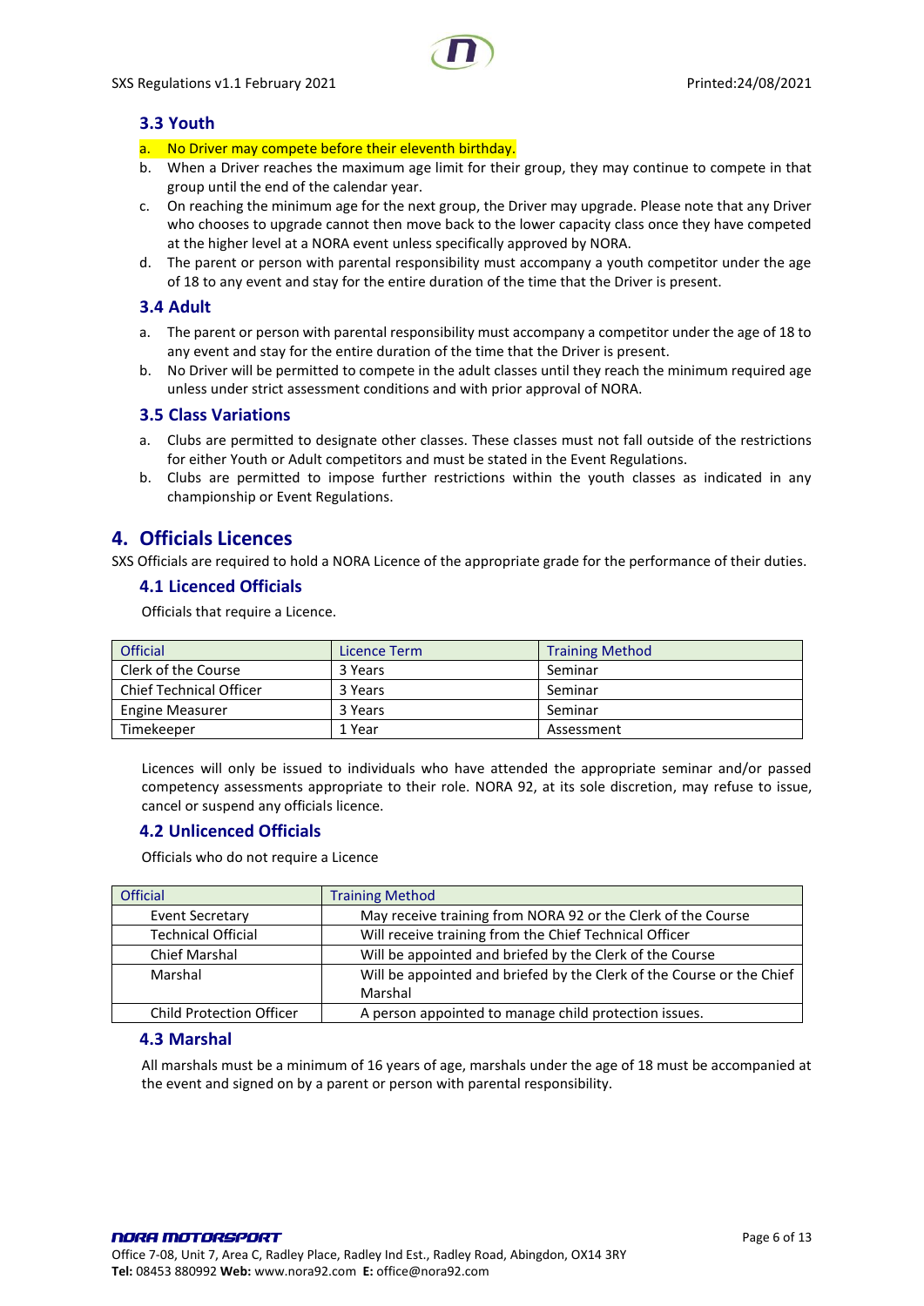### 3.3 Youth

a. No Driver may compete before their eleventh birthday.
b. When a Driver reaches the maximum age limit for their group, they may continue to compete in that group until the end of the calendar year.
c. On reaching the minimum age for the next group, the Driver may upgrade. Please note that any Driver who chooses to upgrade cannot then move back to the lower capacity class once they have competed at the higher level at a NORA event unless specifically approved by NORA.
d. The parent or person with parental responsibility must accompany a youth competitor under the age of 18 to any event and stay for the entire duration of the time that the Driver is present.

### 3.4 Adult

a. The parent or person with parental responsibility must accompany a competitor under the age of 18 to any event and stay for the entire duration of the time that the Driver is present.
b. No Driver will be permitted to compete in the adult classes until they reach the minimum required age unless under strict assessment conditions and with prior approval of NORA.

### 3.5 Class Variations

a. Clubs are permitted to designate other classes. These classes must not fall outside of the restrictions for either Youth or Adult competitors and must be stated in the Event Regulations.
b. Clubs are permitted to impose further restrictions within the youth classes as indicated in any championship or Event Regulations.

## 4. Officials Licences

SXS Officials are required to hold a NORA Licence of the appropriate grade for the performance of their duties.

### 4.1 Licenced Officials

Officials that require a Licence.

| Official | Licence Term | Training Method |
|---|---|---|
| Clerk of the Course | 3 Years | Seminar |
| Chief Technical Officer | 3 Years | Seminar |
| Engine Measurer | 3 Years | Seminar |
| Timekeeper | 1 Year | Assessment |

Licences will only be issued to individuals who have attended the appropriate seminar and/or passed competency assessments appropriate to their role. NORA 92, at its sole discretion, may refuse to issue, cancel or suspend any officials licence.

### 4.2 Unlicenced Officials

Officials who do not require a Licence

| Official | Training Method |
|---|---|
| Event Secretary | May receive training from NORA 92 or the Clerk of the Course |
| Technical Official | Will receive training from the Chief Technical Officer |
| Chief Marshal | Will be appointed and briefed by the Clerk of the Course |
| Marshal | Will be appointed and briefed by the Clerk of the Course or the Chief Marshal |
| Child Protection Officer | A person appointed to manage child protection issues. |

### 4.3 Marshal

All marshals must be a minimum of 16 years of age, marshals under the age of 18 must be accompanied at the event and signed on by a parent or person with parental responsibility.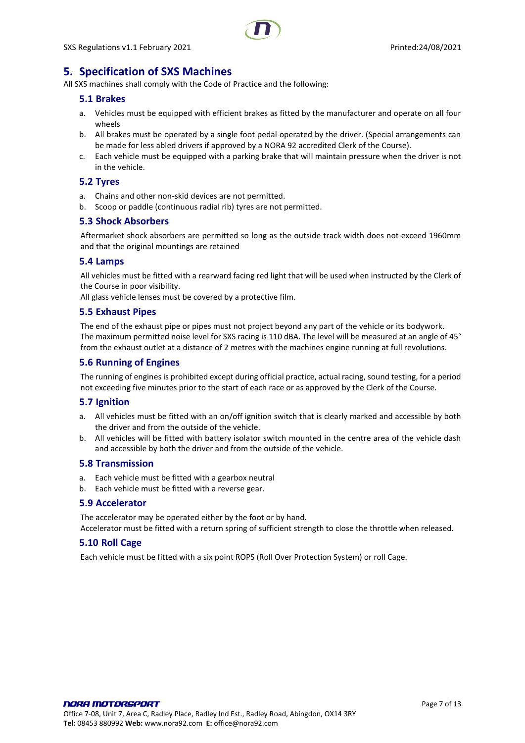## 5. Specification of SXS Machines

All SXS machines shall comply with the Code of Practice and the following:

### 5.1 Brakes

a. Vehicles must be equipped with efficient brakes as fitted by the manufacturer and operate on all four wheels
b. All brakes must be operated by a single foot pedal operated by the driver. (Special arrangements can be made for less abled drivers if approved by a NORA 92 accredited Clerk of the Course).
c. Each vehicle must be equipped with a parking brake that will maintain pressure when the driver is not in the vehicle.

### 5.2 Tyres

a. Chains and other non-skid devices are not permitted.
b. Scoop or paddle (continuous radial rib) tyres are not permitted.

### 5.3 Shock Absorbers

Aftermarket shock absorbers are permitted so long as the outside track width does not exceed 1960mm and that the original mountings are retained

### 5.4 Lamps

All vehicles must be fitted with a rearward facing red light that will be used when instructed by the Clerk of the Course in poor visibility.
All glass vehicle lenses must be covered by a protective film.

### 5.5 Exhaust Pipes

The end of the exhaust pipe or pipes must not project beyond any part of the vehicle or its bodywork.
The maximum permitted noise level for SXS racing is 110 dBA. The level will be measured at an angle of 45° from the exhaust outlet at a distance of 2 metres with the machines engine running at full revolutions.

### 5.6 Running of Engines

The running of engines is prohibited except during official practice, actual racing, sound testing, for a period not exceeding five minutes prior to the start of each race or as approved by the Clerk of the Course.

### 5.7 Ignition

a. All vehicles must be fitted with an on/off ignition switch that is clearly marked and accessible by both the driver and from the outside of the vehicle.
b. All vehicles will be fitted with battery isolator switch mounted in the centre area of the vehicle dash and accessible by both the driver and from the outside of the vehicle.

### 5.8 Transmission

a. Each vehicle must be fitted with a gearbox neutral
b. Each vehicle must be fitted with a reverse gear.

### 5.9 Accelerator

The accelerator may be operated either by the foot or by hand.
Accelerator must be fitted with a return spring of sufficient strength to close the throttle when released.

### 5.10 Roll Cage

Each vehicle must be fitted with a six point ROPS (Roll Over Protection System) or roll Cage.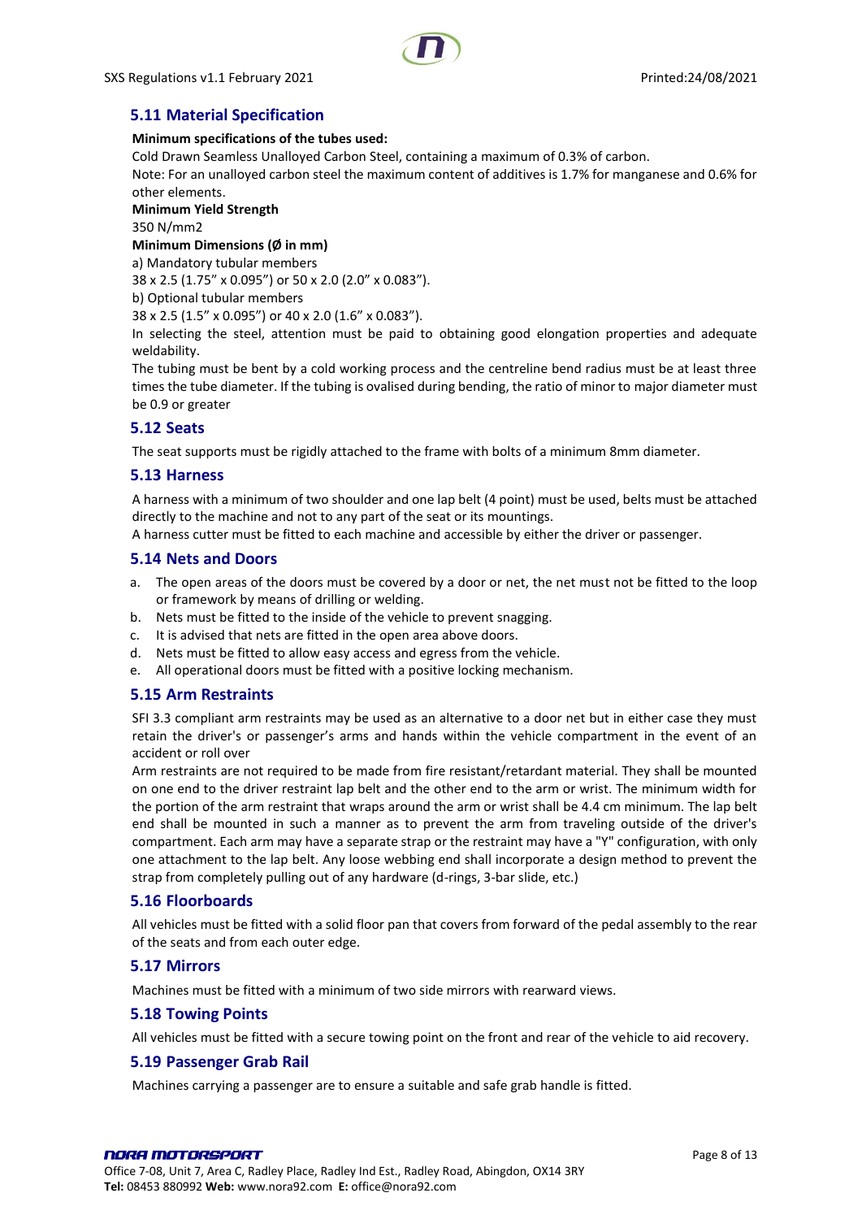## 5.11 Material Specification

**Minimum specifications of the tubes used:**

Cold Drawn Seamless Unalloyed Carbon Steel, containing a maximum of 0.3% of carbon.

Note: For an unalloyed carbon steel the maximum content of additives is 1.7% for manganese and 0.6% for other elements.

**Minimum Yield Strength**

350 N/mm2

**Minimum Dimensions (Ø in mm)**

a) Mandatory tubular members

38 x 2.5 (1.75" x 0.095") or 50 x 2.0 (2.0" x 0.083").

b) Optional tubular members

38 x 2.5 (1.5" x 0.095") or 40 x 2.0 (1.6" x 0.083").

In selecting the steel, attention must be paid to obtaining good elongation properties and adequate weldability.

The tubing must be bent by a cold working process and the centreline bend radius must be at least three times the tube diameter. If the tubing is ovalised during bending, the ratio of minor to major diameter must be 0.9 or greater

## 5.12 Seats

The seat supports must be rigidly attached to the frame with bolts of a minimum 8mm diameter.

## 5.13 Harness

A harness with a minimum of two shoulder and one lap belt (4 point) must be used, belts must be attached directly to the machine and not to any part of the seat or its mountings.

A harness cutter must be fitted to each machine and accessible by either the driver or passenger.

## 5.14 Nets and Doors

a. The open areas of the doors must be covered by a door or net, the net must not be fitted to the loop or framework by means of drilling or welding.
b. Nets must be fitted to the inside of the vehicle to prevent snagging.
c. It is advised that nets are fitted in the open area above doors.
d. Nets must be fitted to allow easy access and egress from the vehicle.
e. All operational doors must be fitted with a positive locking mechanism.

## 5.15 Arm Restraints

SFI 3.3 compliant arm restraints may be used as an alternative to a door net but in either case they must retain the driver's or passenger's arms and hands within the vehicle compartment in the event of an accident or roll over

Arm restraints are not required to be made from fire resistant/retardant material. They shall be mounted on one end to the driver restraint lap belt and the other end to the arm or wrist. The minimum width for the portion of the arm restraint that wraps around the arm or wrist shall be 4.4 cm minimum. The lap belt end shall be mounted in such a manner as to prevent the arm from traveling outside of the driver's compartment. Each arm may have a separate strap or the restraint may have a "Y" configuration, with only one attachment to the lap belt. Any loose webbing end shall incorporate a design method to prevent the strap from completely pulling out of any hardware (d-rings, 3-bar slide, etc.)

## 5.16 Floorboards

All vehicles must be fitted with a solid floor pan that covers from forward of the pedal assembly to the rear of the seats and from each outer edge.

## 5.17 Mirrors

Machines must be fitted with a minimum of two side mirrors with rearward views.

## 5.18 Towing Points

All vehicles must be fitted with a secure towing point on the front and rear of the vehicle to aid recovery.

## 5.19 Passenger Grab Rail

Machines carrying a passenger are to ensure a suitable and safe grab handle is fitted.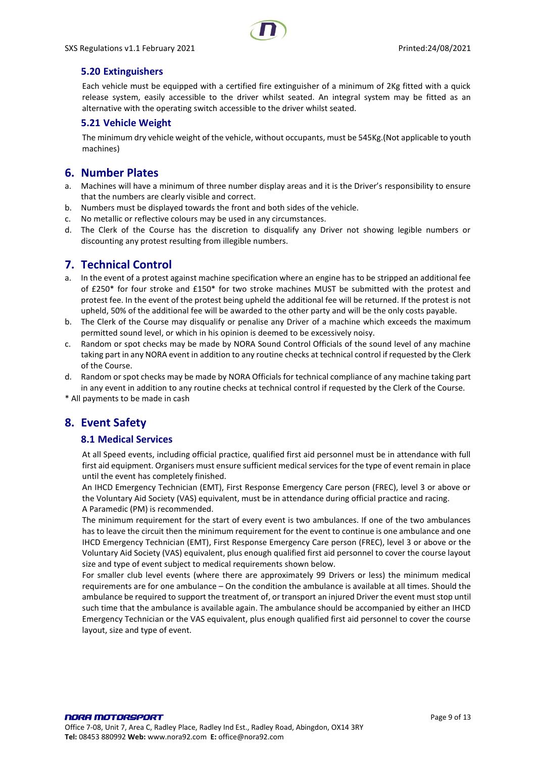### 5.20 Extinguishers

Each vehicle must be equipped with a certified fire extinguisher of a minimum of 2Kg fitted with a quick release system, easily accessible to the driver whilst seated. An integral system may be fitted as an alternative with the operating switch accessible to the driver whilst seated.

### 5.21 Vehicle Weight

The minimum dry vehicle weight of the vehicle, without occupants, must be 545Kg.(Not applicable to youth machines)

## 6. Number Plates

a. Machines will have a minimum of three number display areas and it is the Driver's responsibility to ensure that the numbers are clearly visible and correct.
b. Numbers must be displayed towards the front and both sides of the vehicle.
c. No metallic or reflective colours may be used in any circumstances.
d. The Clerk of the Course has the discretion to disqualify any Driver not showing legible numbers or discounting any protest resulting from illegible numbers.

## 7. Technical Control

a. In the event of a protest against machine specification where an engine has to be stripped an additional fee of £250* for four stroke and £150* for two stroke machines MUST be submitted with the protest and protest fee. In the event of the protest being upheld the additional fee will be returned. If the protest is not upheld, 50% of the additional fee will be awarded to the other party and will be the only costs payable.
b. The Clerk of the Course may disqualify or penalise any Driver of a machine which exceeds the maximum permitted sound level, or which in his opinion is deemed to be excessively noisy.
c. Random or spot checks may be made by NORA Sound Control Officials of the sound level of any machine taking part in any NORA event in addition to any routine checks at technical control if requested by the Clerk of the Course.
d. Random or spot checks may be made by NORA Officials for technical compliance of any machine taking part in any event in addition to any routine checks at technical control if requested by the Clerk of the Course.

\* All payments to be made in cash

## 8. Event Safety

### 8.1 Medical Services

At all Speed events, including official practice, qualified first aid personnel must be in attendance with full first aid equipment. Organisers must ensure sufficient medical services for the type of event remain in place until the event has completely finished.

An IHCD Emergency Technician (EMT), First Response Emergency Care person (FREC), level 3 or above or the Voluntary Aid Society (VAS) equivalent, must be in attendance during official practice and racing.

A Paramedic (PM) is recommended.

The minimum requirement for the start of every event is two ambulances. If one of the two ambulances has to leave the circuit then the minimum requirement for the event to continue is one ambulance and one IHCD Emergency Technician (EMT), First Response Emergency Care person (FREC), level 3 or above or the Voluntary Aid Society (VAS) equivalent, plus enough qualified first aid personnel to cover the course layout size and type of event subject to medical requirements shown below.

For smaller club level events (where there are approximately 99 Drivers or less) the minimum medical requirements are for one ambulance – On the condition the ambulance is available at all times. Should the ambulance be required to support the treatment of, or transport an injured Driver the event must stop until such time that the ambulance is available again. The ambulance should be accompanied by either an IHCD Emergency Technician or the VAS equivalent, plus enough qualified first aid personnel to cover the course layout, size and type of event.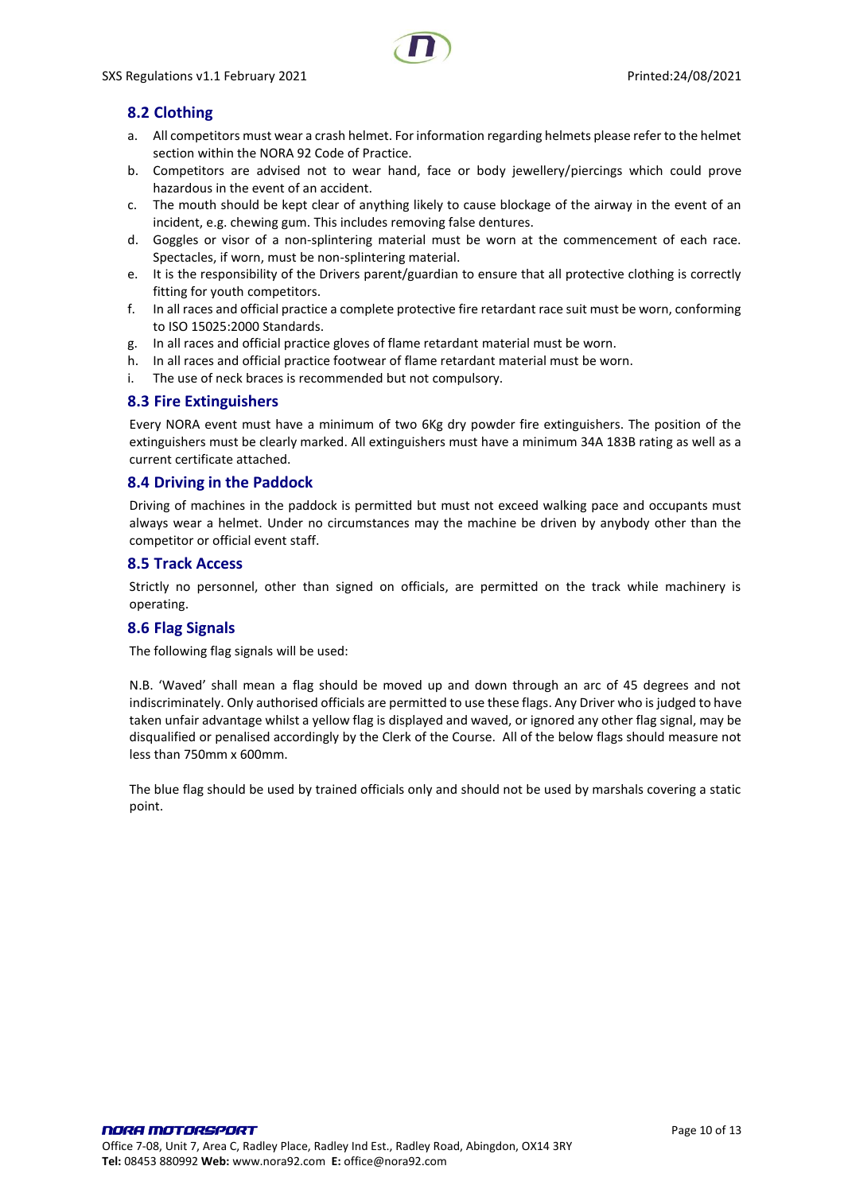## 8.2 Clothing

a. All competitors must wear a crash helmet. For information regarding helmets please refer to the helmet section within the NORA 92 Code of Practice.
b. Competitors are advised not to wear hand, face or body jewellery/piercings which could prove hazardous in the event of an accident.
c. The mouth should be kept clear of anything likely to cause blockage of the airway in the event of an incident, e.g. chewing gum. This includes removing false dentures.
d. Goggles or visor of a non-splintering material must be worn at the commencement of each race. Spectacles, if worn, must be non-splintering material.
e. It is the responsibility of the Drivers parent/guardian to ensure that all protective clothing is correctly fitting for youth competitors.
f. In all races and official practice a complete protective fire retardant race suit must be worn, conforming to ISO 15025:2000 Standards.
g. In all races and official practice gloves of flame retardant material must be worn.
h. In all races and official practice footwear of flame retardant material must be worn.
i. The use of neck braces is recommended but not compulsory.

## 8.3 Fire Extinguishers

Every NORA event must have a minimum of two 6Kg dry powder fire extinguishers. The position of the extinguishers must be clearly marked. All extinguishers must have a minimum 34A 183B rating as well as a current certificate attached.

## 8.4 Driving in the Paddock

Driving of machines in the paddock is permitted but must not exceed walking pace and occupants must always wear a helmet. Under no circumstances may the machine be driven by anybody other than the competitor or official event staff.

## 8.5 Track Access

Strictly no personnel, other than signed on officials, are permitted on the track while machinery is operating.

## 8.6 Flag Signals

The following flag signals will be used:

N.B. 'Waved' shall mean a flag should be moved up and down through an arc of 45 degrees and not indiscriminately. Only authorised officials are permitted to use these flags. Any Driver who is judged to have taken unfair advantage whilst a yellow flag is displayed and waved, or ignored any other flag signal, may be disqualified or penalised accordingly by the Clerk of the Course. All of the below flags should measure not less than 750mm x 600mm.

The blue flag should be used by trained officials only and should not be used by marshals covering a static point.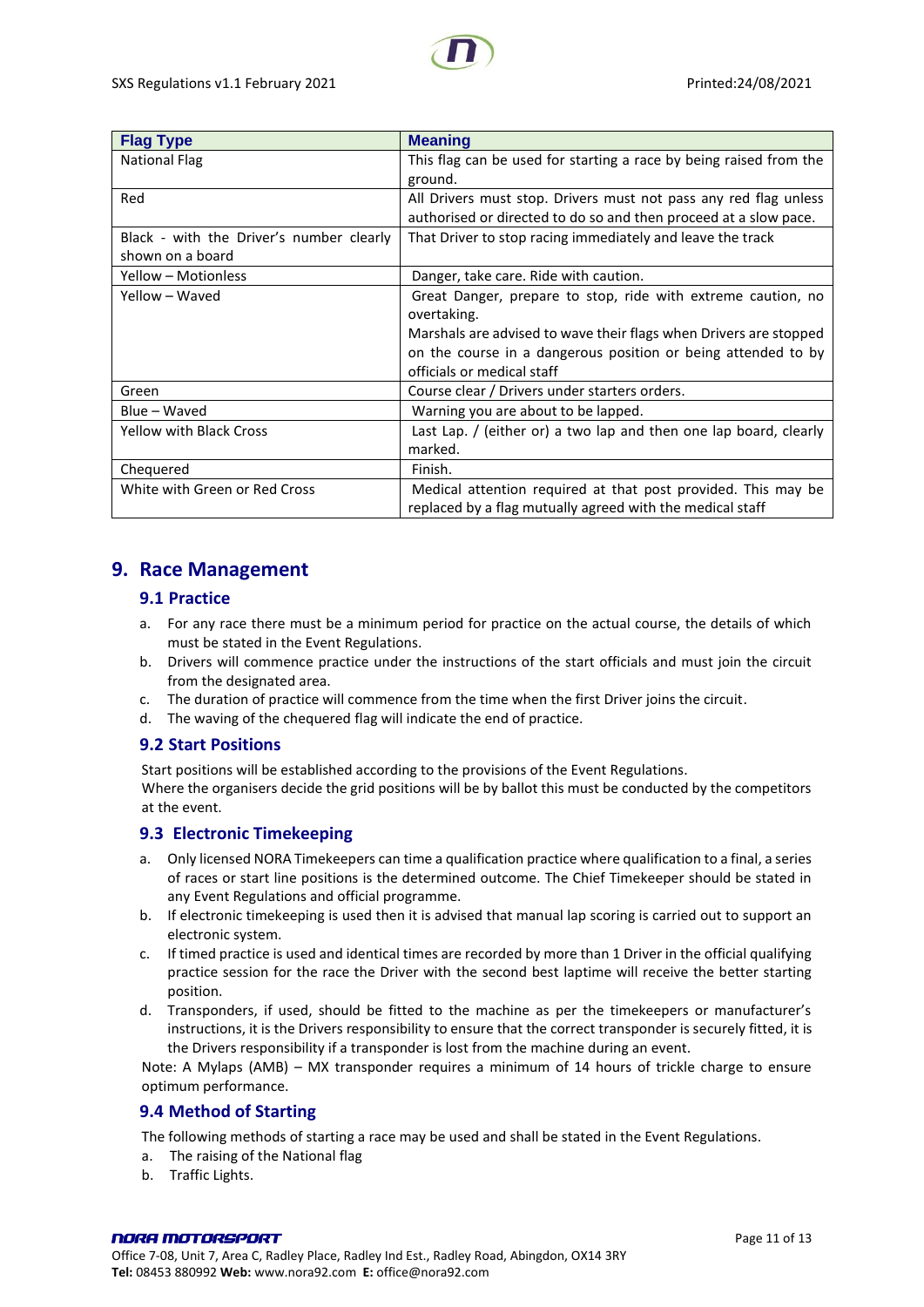| Flag Type | Meaning |
|---|---|
| National Flag | This flag can be used for starting a race by being raised from the ground. |
| Red | All Drivers must stop. Drivers must not pass any red flag unless authorised or directed to do so and then proceed at a slow pace. |
| Black - with the Driver's number clearly shown on a board | That Driver to stop racing immediately and leave the track |
| Yellow – Motionless | Danger, take care. Ride with caution. |
| Yellow – Waved | Great Danger, prepare to stop, ride with extreme caution, no overtaking.<br>Marshals are advised to wave their flags when Drivers are stopped on the course in a dangerous position or being attended to by officials or medical staff |
| Green | Course clear / Drivers under starters orders. |
| Blue – Waved | Warning you are about to be lapped. |
| Yellow with Black Cross | Last Lap. / (either or) a two lap and then one lap board, clearly marked. |
| Chequered | Finish. |
| White with Green or Red Cross | Medical attention required at that post provided. This may be replaced by a flag mutually agreed with the medical staff |

## 9. Race Management

### 9.1 Practice

a. For any race there must be a minimum period for practice on the actual course, the details of which must be stated in the Event Regulations.
b. Drivers will commence practice under the instructions of the start officials and must join the circuit from the designated area.
c. The duration of practice will commence from the time when the first Driver joins the circuit.
d. The waving of the chequered flag will indicate the end of practice.

### 9.2 Start Positions

Start positions will be established according to the provisions of the Event Regulations.
Where the organisers decide the grid positions will be by ballot this must be conducted by the competitors at the event.

### 9.3 Electronic Timekeeping

a. Only licensed NORA Timekeepers can time a qualification practice where qualification to a final, a series of races or start line positions is the determined outcome. The Chief Timekeeper should be stated in any Event Regulations and official programme.
b. If electronic timekeeping is used then it is advised that manual lap scoring is carried out to support an electronic system.
c. If timed practice is used and identical times are recorded by more than 1 Driver in the official qualifying practice session for the race the Driver with the second best laptime will receive the better starting position.
d. Transponders, if used, should be fitted to the machine as per the timekeepers or manufacturer's instructions, it is the Drivers responsibility to ensure that the correct transponder is securely fitted, it is the Drivers responsibility if a transponder is lost from the machine during an event.

Note: A Mylaps (AMB) – MX transponder requires a minimum of 14 hours of trickle charge to ensure optimum performance.

### 9.4 Method of Starting

The following methods of starting a race may be used and shall be stated in the Event Regulations.

a. The raising of the National flag
b. Traffic Lights.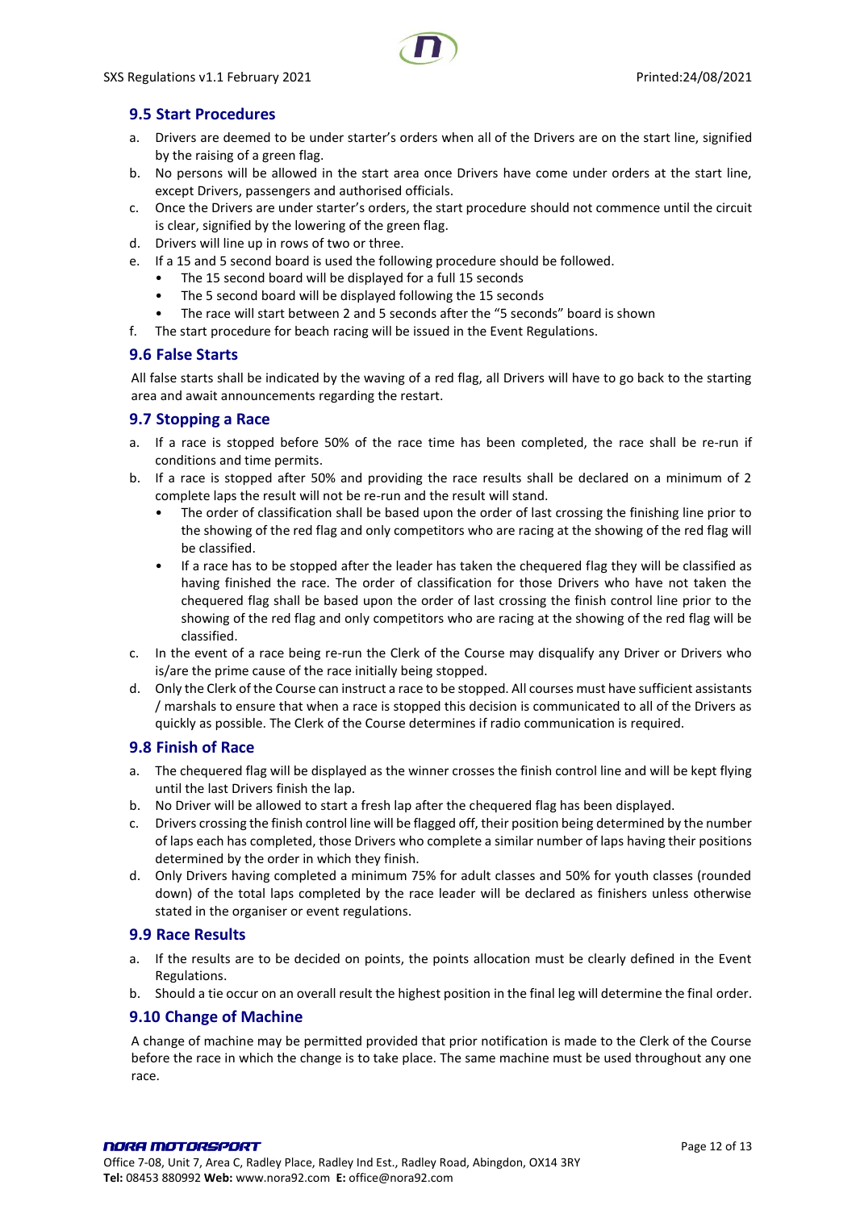## 9.5 Start Procedures

a. Drivers are deemed to be under starter's orders when all of the Drivers are on the start line, signified by the raising of a green flag.
b. No persons will be allowed in the start area once Drivers have come under orders at the start line, except Drivers, passengers and authorised officials.
c. Once the Drivers are under starter's orders, the start procedure should not commence until the circuit is clear, signified by the lowering of the green flag.
d. Drivers will line up in rows of two or three.
e. If a 15 and 5 second board is used the following procedure should be followed.
   - The 15 second board will be displayed for a full 15 seconds
   - The 5 second board will be displayed following the 15 seconds
   - The race will start between 2 and 5 seconds after the "5 seconds" board is shown
f. The start procedure for beach racing will be issued in the Event Regulations.

## 9.6 False Starts

All false starts shall be indicated by the waving of a red flag, all Drivers will have to go back to the starting area and await announcements regarding the restart.

## 9.7 Stopping a Race

a. If a race is stopped before 50% of the race time has been completed, the race shall be re-run if conditions and time permits.
b. If a race is stopped after 50% and providing the race results shall be declared on a minimum of 2 complete laps the result will not be re-run and the result will stand.
   - The order of classification shall be based upon the order of last crossing the finishing line prior to the showing of the red flag and only competitors who are racing at the showing of the red flag will be classified.
   - If a race has to be stopped after the leader has taken the chequered flag they will be classified as having finished the race. The order of classification for those Drivers who have not taken the chequered flag shall be based upon the order of last crossing the finish control line prior to the showing of the red flag and only competitors who are racing at the showing of the red flag will be classified.
c. In the event of a race being re-run the Clerk of the Course may disqualify any Driver or Drivers who is/are the prime cause of the race initially being stopped.
d. Only the Clerk of the Course can instruct a race to be stopped. All courses must have sufficient assistants / marshals to ensure that when a race is stopped this decision is communicated to all of the Drivers as quickly as possible. The Clerk of the Course determines if radio communication is required.

## 9.8 Finish of Race

a. The chequered flag will be displayed as the winner crosses the finish control line and will be kept flying until the last Drivers finish the lap.
b. No Driver will be allowed to start a fresh lap after the chequered flag has been displayed.
c. Drivers crossing the finish control line will be flagged off, their position being determined by the number of laps each has completed, those Drivers who complete a similar number of laps having their positions determined by the order in which they finish.
d. Only Drivers having completed a minimum 75% for adult classes and 50% for youth classes (rounded down) of the total laps completed by the race leader will be declared as finishers unless otherwise stated in the organiser or event regulations.

## 9.9 Race Results

a. If the results are to be decided on points, the points allocation must be clearly defined in the Event Regulations.
b. Should a tie occur on an overall result the highest position in the final leg will determine the final order.

## 9.10 Change of Machine

A change of machine may be permitted provided that prior notification is made to the Clerk of the Course before the race in which the change is to take place. The same machine must be used throughout any one race.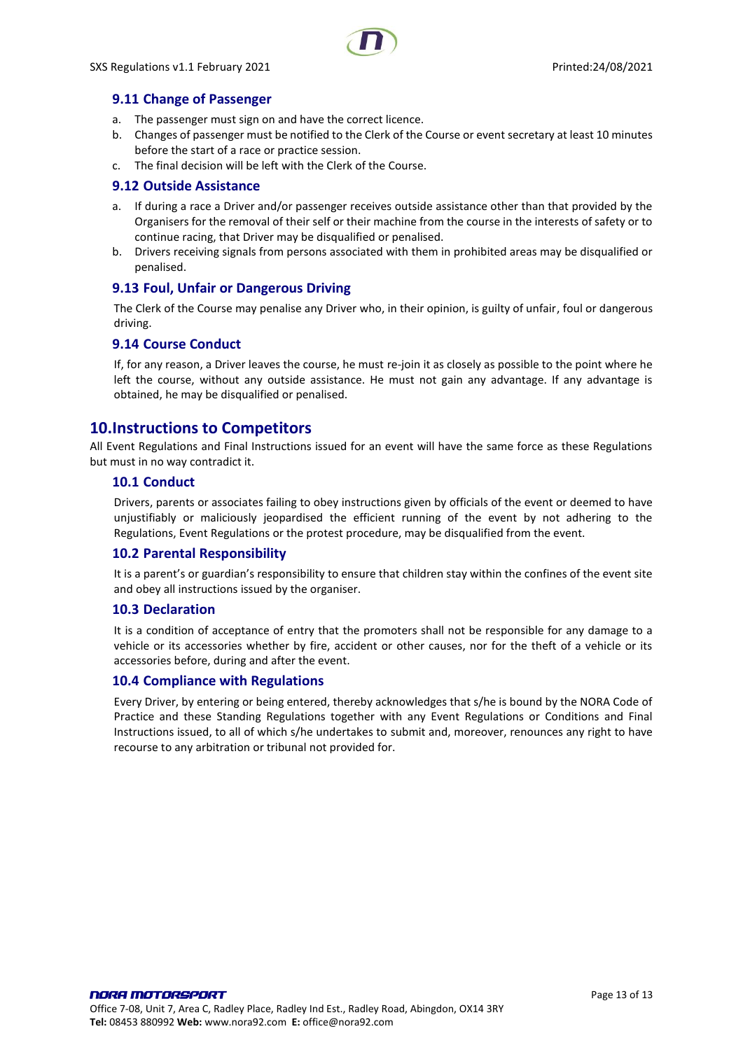### 9.11 Change of Passenger

a. The passenger must sign on and have the correct licence.
b. Changes of passenger must be notified to the Clerk of the Course or event secretary at least 10 minutes before the start of a race or practice session.
c. The final decision will be left with the Clerk of the Course.

### 9.12 Outside Assistance

a. If during a race a Driver and/or passenger receives outside assistance other than that provided by the Organisers for the removal of their self or their machine from the course in the interests of safety or to continue racing, that Driver may be disqualified or penalised.
b. Drivers receiving signals from persons associated with them in prohibited areas may be disqualified or penalised.

### 9.13 Foul, Unfair or Dangerous Driving

The Clerk of the Course may penalise any Driver who, in their opinion, is guilty of unfair, foul or dangerous driving.

### 9.14 Course Conduct

If, for any reason, a Driver leaves the course, he must re-join it as closely as possible to the point where he left the course, without any outside assistance. He must not gain any advantage. If any advantage is obtained, he may be disqualified or penalised.

## 10.Instructions to Competitors

All Event Regulations and Final Instructions issued for an event will have the same force as these Regulations but must in no way contradict it.

### 10.1 Conduct

Drivers, parents or associates failing to obey instructions given by officials of the event or deemed to have unjustifiably or maliciously jeopardised the efficient running of the event by not adhering to the Regulations, Event Regulations or the protest procedure, may be disqualified from the event.

### 10.2 Parental Responsibility

It is a parent's or guardian's responsibility to ensure that children stay within the confines of the event site and obey all instructions issued by the organiser.

### 10.3 Declaration

It is a condition of acceptance of entry that the promoters shall not be responsible for any damage to a vehicle or its accessories whether by fire, accident or other causes, nor for the theft of a vehicle or its accessories before, during and after the event.

### 10.4 Compliance with Regulations

Every Driver, by entering or being entered, thereby acknowledges that s/he is bound by the NORA Code of Practice and these Standing Regulations together with any Event Regulations or Conditions and Final Instructions issued, to all of which s/he undertakes to submit and, moreover, renounces any right to have recourse to any arbitration or tribunal not provided for.